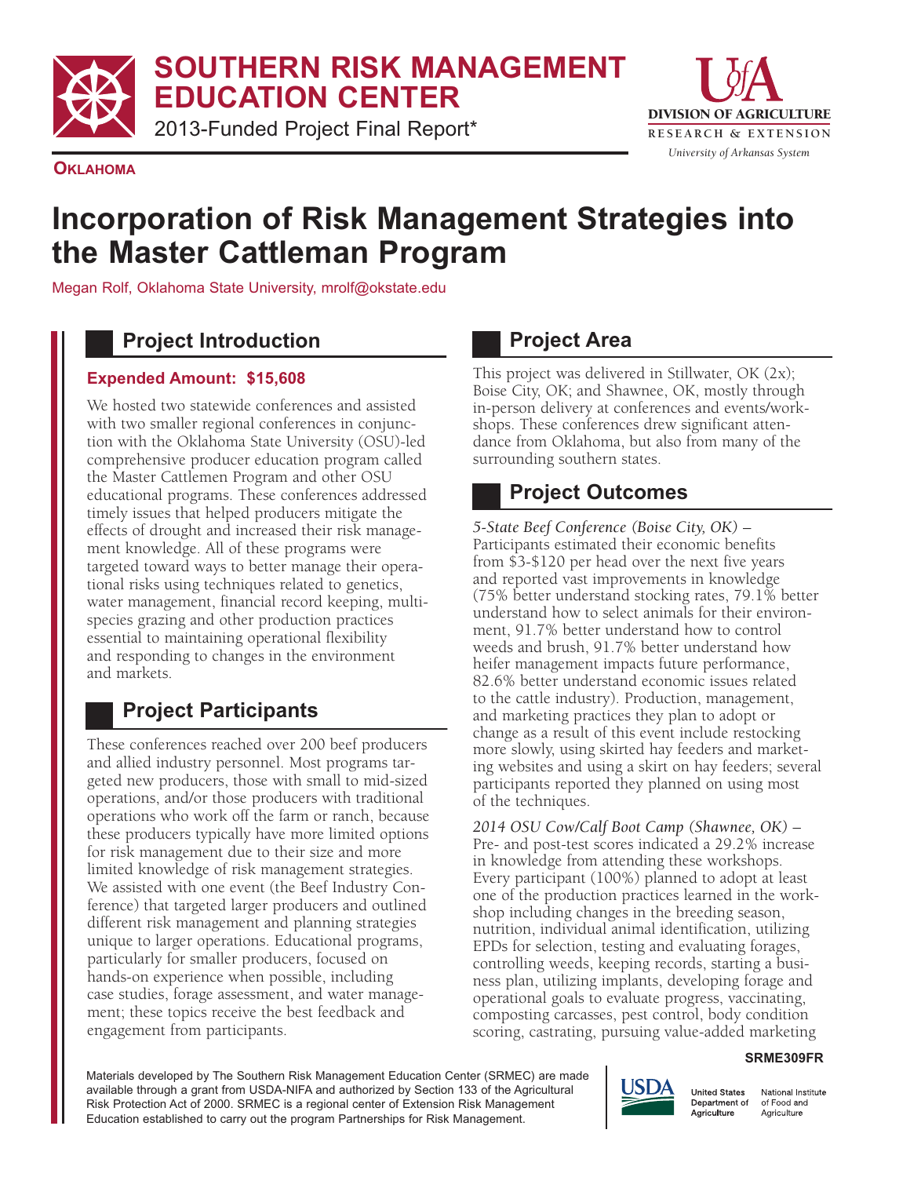# SOUTHERN RISK MANAGEMENT EDUCATION CENTER

2013-Funded Project Final Report*

DIVISION OF AGRICULTURE
RESEARCH & EXTENSION
*University of Arkansas System*

**OKLAHOMA**

# Incorporation of Risk Management Strategies into the Master Cattleman Program

Megan Rolf, Oklahoma State University, mrolf@okstate.edu

## Project Introduction

**Expended Amount: $15,608**

We hosted two statewide conferences and assisted with two smaller regional conferences in conjunction with the Oklahoma State University (OSU)-led comprehensive producer education program called the Master Cattlemen Program and other OSU educational programs. These conferences addressed timely issues that helped producers mitigate the effects of drought and increased their risk management knowledge. All of these programs were targeted toward ways to better manage their operational risks using techniques related to genetics, water management, financial record keeping, multi-species grazing and other production practices essential to maintaining operational flexibility and responding to changes in the environment and markets.

## Project Participants

These conferences reached over 200 beef producers and allied industry personnel. Most programs targeted new producers, those with small to mid-sized operations, and/or those producers with traditional operations who work off the farm or ranch, because these producers typically have more limited options for risk management due to their size and more limited knowledge of risk management strategies. We assisted with one event (the Beef Industry Conference) that targeted larger producers and outlined different risk management and planning strategies unique to larger operations. Educational programs, particularly for smaller producers, focused on hands-on experience when possible, including case studies, forage assessment, and water management; these topics receive the best feedback and engagement from participants.

## Project Area

This project was delivered in Stillwater, OK (2x); Boise City, OK; and Shawnee, OK, mostly through in-person delivery at conferences and events/workshops. These conferences drew significant attendance from Oklahoma, but also from many of the surrounding southern states.

## Project Outcomes

*5-State Beef Conference (Boise City, OK)* – Participants estimated their economic benefits from $3-$120 per head over the next five years and reported vast improvements in knowledge (75% better understand stocking rates, 79.1% better understand how to select animals for their environment, 91.7% better understand how to control weeds and brush, 91.7% better understand how heifer management impacts future performance, 82.6% better understand economic issues related to the cattle industry). Production, management, and marketing practices they plan to adopt or change as a result of this event include restocking more slowly, using skirted hay feeders and marketing websites and using a skirt on hay feeders; several participants reported they planned on using most of the techniques.

*2014 OSU Cow/Calf Boot Camp (Shawnee, OK)* – Pre- and post-test scores indicated a 29.2% increase in knowledge from attending these workshops. Every participant (100%) planned to adopt at least one of the production practices learned in the workshop including changes in the breeding season, nutrition, individual animal identification, utilizing EPDs for selection, testing and evaluating forages, controlling weeds, keeping records, starting a business plan, utilizing implants, developing forage and operational goals to evaluate progress, vaccinating, composting carcasses, pest control, body condition scoring, castrating, pursuing value-added marketing

SRME309FR

Materials developed by The Southern Risk Management Education Center (SRMEC) are made available through a grant from USDA-NIFA and authorized by Section 133 of the Agricultural Risk Protection Act of 2000. SRMEC is a regional center of Extension Risk Management Education established to carry out the program Partnerships for Risk Management.

USDA United States Department of Agriculture — National Institute of Food and Agriculture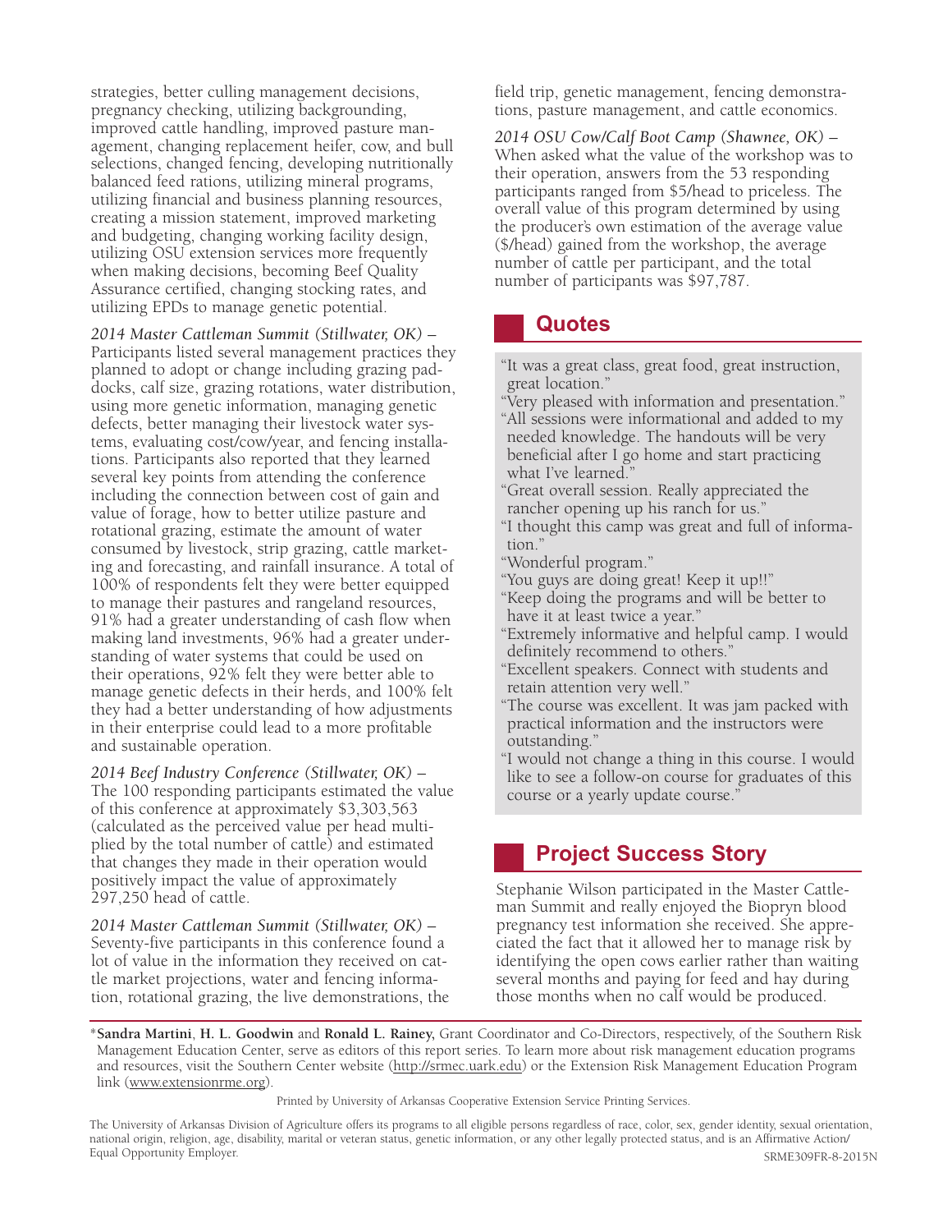strategies, better culling management decisions, pregnancy checking, utilizing backgrounding, improved cattle handling, improved pasture management, changing replacement heifer, cow, and bull selections, changed fencing, developing nutritionally balanced feed rations, utilizing mineral programs, utilizing financial and business planning resources, creating a mission statement, improved marketing and budgeting, changing working facility design, utilizing OSU extension services more frequently when making decisions, becoming Beef Quality Assurance certified, changing stocking rates, and utilizing EPDs to manage genetic potential.

*2014 Master Cattleman Summit (Stillwater, OK)* – Participants listed several management practices they planned to adopt or change including grazing paddocks, calf size, grazing rotations, water distribution, using more genetic information, managing genetic defects, better managing their livestock water systems, evaluating cost/cow/year, and fencing installations. Participants also reported that they learned several key points from attending the conference including the connection between cost of gain and value of forage, how to better utilize pasture and rotational grazing, estimate the amount of water consumed by livestock, strip grazing, cattle marketing and forecasting, and rainfall insurance. A total of 100% of respondents felt they were better equipped to manage their pastures and rangeland resources, 91% had a greater understanding of cash flow when making land investments, 96% had a greater understanding of water systems that could be used on their operations, 92% felt they were better able to manage genetic defects in their herds, and 100% felt they had a better understanding of how adjustments in their enterprise could lead to a more profitable and sustainable operation.

*2014 Beef Industry Conference (Stillwater, OK)* – The 100 responding participants estimated the value of this conference at approximately $3,303,563 (calculated as the perceived value per head multiplied by the total number of cattle) and estimated that changes they made in their operation would positively impact the value of approximately 297,250 head of cattle.

*2014 Master Cattleman Summit (Stillwater, OK)* – Seventy-five participants in this conference found a lot of value in the information they received on cattle market projections, water and fencing information, rotational grazing, the live demonstrations, the field trip, genetic management, fencing demonstrations, pasture management, and cattle economics.

*2014 OSU Cow/Calf Boot Camp (Shawnee, OK)* – When asked what the value of the workshop was to their operation, answers from the 53 responding participants ranged from $5/head to priceless. The overall value of this program determined by using the producer's own estimation of the average value ($/head) gained from the workshop, the average number of cattle per participant, and the total number of participants was $97,787.

## Quotes

"It was a great class, great food, great instruction, great location."

"Very pleased with information and presentation."

"All sessions were informational and added to my needed knowledge. The handouts will be very beneficial after I go home and start practicing what I've learned."

"Great overall session. Really appreciated the rancher opening up his ranch for us."

"I thought this camp was great and full of information."

"Wonderful program."

"You guys are doing great! Keep it up!!"

"Keep doing the programs and will be better to have it at least twice a year."

"Extremely informative and helpful camp. I would definitely recommend to others."

"Excellent speakers. Connect with students and retain attention very well."

"The course was excellent. It was jam packed with practical information and the instructors were outstanding."

"I would not change a thing in this course. I would like to see a follow-on course for graduates of this course or a yearly update course."

## Project Success Story

Stephanie Wilson participated in the Master Cattleman Summit and really enjoyed the Biopryn blood pregnancy test information she received. She appreciated the fact that it allowed her to manage risk by identifying the open cows earlier rather than waiting several months and paying for feed and hay during those months when no calf would be produced.

---

*​**Sandra Martini**, **H. L. Goodwin** and **Ronald L. Rainey,** Grant Coordinator and Co-Directors, respectively, of the Southern Risk Management Education Center, serve as editors of this report series. To learn more about risk management education programs and resources, visit the Southern Center website (http://srmec.uark.edu) or the Extension Risk Management Education Program link (www.extensionrme.org).

Printed by University of Arkansas Cooperative Extension Service Printing Services.

The University of Arkansas Division of Agriculture offers its programs to all eligible persons regardless of race, color, sex, gender identity, sexual orientation, national origin, religion, age, disability, marital or veteran status, genetic information, or any other legally protected status, and is an Affirmative Action/Equal Opportunity Employer.

SRME309FR-8-2015N